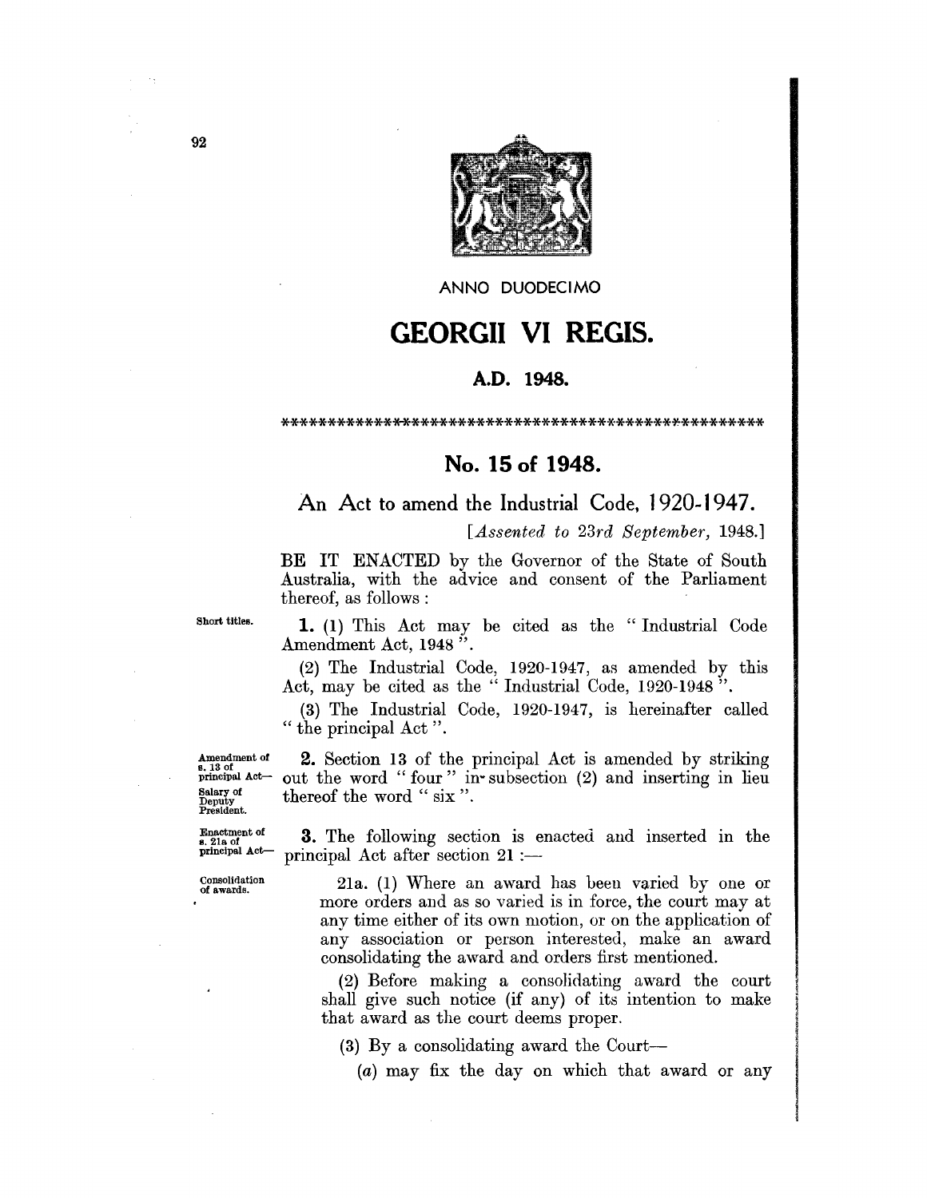ANNO DUODECIMO

# GEORGII VI REGIS.

### A.D. 1948.

\*\*\*\*\*\*\*\*\*\*\*\*\*\*\*\*\*\*\*\*\*\*\*\*\*\*\*\*\*\*\*\*\*\*\*\*\*\*\*\*\*\*\*\*\*\*\*\*\*\*

## No. 15 of 1948.

### An Act to amend the Industrial Code, 1920-1947.

[*Assented to 23rd September,* 1948.]

BE IT ENACTED by the Governor of the State of South Australia, with the advice and consent of the Parliament thereof, as follows:

Short titles.

**1.** (1) This Act may be cited as the "Industrial Code Amendment Act, 1948".

(2) The Industrial Code, 1920-1947, as amended by this Act, may be cited as the "Industrial Code, 1920-1948".

(3) The Industrial Code, 1920-1947, is hereinafter called "the principal Act".

Amendment of s. 13 of principal Act—Salary of Deputy President.

**2.** Section 13 of the principal Act is amended by striking out the word "four" in subsection (2) and inserting in lieu thereof the word "six".

Enactment of s. 21a of principal Act—

**3.** The following section is enacted and inserted in the principal Act after section 21:—

Consolidation of awards.

21a. (1) Where an award has been varied by one or more orders and as so varied is in force, the court may at any time either of its own motion, or on the application of any association or person interested, make an award consolidating the award and orders first mentioned.

(2) Before making a consolidating award the court shall give such notice (if any) of its intention to make that award as the court deems proper.

(3) By a consolidating award the Court—

(*a*) may fix the day on which that award or any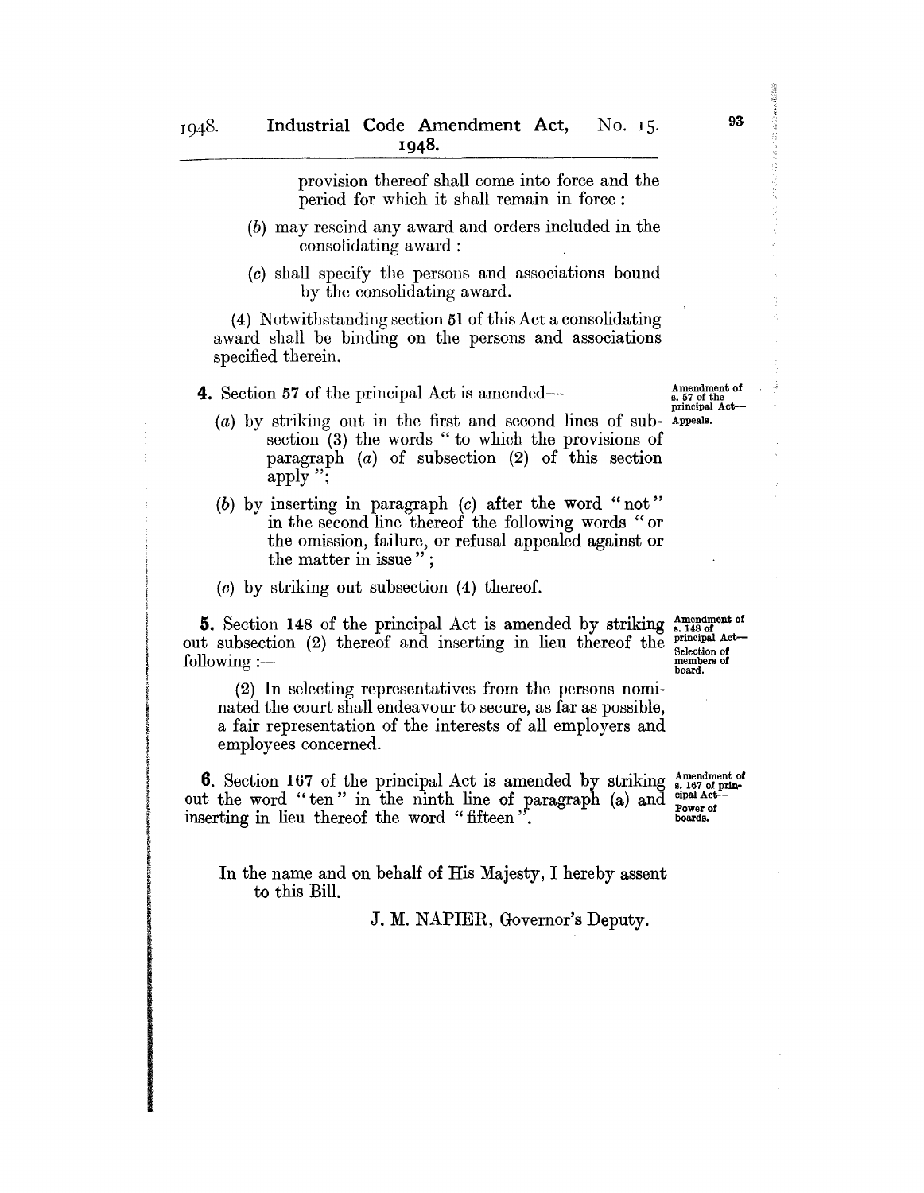provision thereof shall come into force and the period for which it shall remain in force:

(b) may rescind any award and orders included in the consolidating award:

(c) shall specify the persons and associations bound by the consolidating award.

(4) Notwithstanding section 51 of this Act a consolidating award shall be binding on the persons and associations specified therein.

Amendment of s. 57 of the principal Act—Appeals.

**4.** Section 57 of the principal Act is amended—

(a) by striking out in the first and second lines of subsection (3) the words "to which the provisions of paragraph (a) of subsection (2) of this section apply";

(b) by inserting in paragraph (c) after the word "not" in the second line thereof the following words "or the omission, failure, or refusal appealed against or the matter in issue";

(c) by striking out subsection (4) thereof.

Amendment of s. 148 of principal Act—Selection of members of board.

**5.** Section 148 of the principal Act is amended by striking out subsection (2) thereof and inserting in lieu thereof the following:—

(2) In selecting representatives from the persons nominated the court shall endeavour to secure, as far as possible, a fair representation of the interests of all employers and employees concerned.

Amendment of s. 167 of principal Act—Power of boards.

**6.** Section 167 of the principal Act is amended by striking out the word "ten" in the ninth line of paragraph (a) and inserting in lieu thereof the word "fifteen".

In the name and on behalf of His Majesty, I hereby assent to this Bill.

J. M. NAPIER, Governor's Deputy.